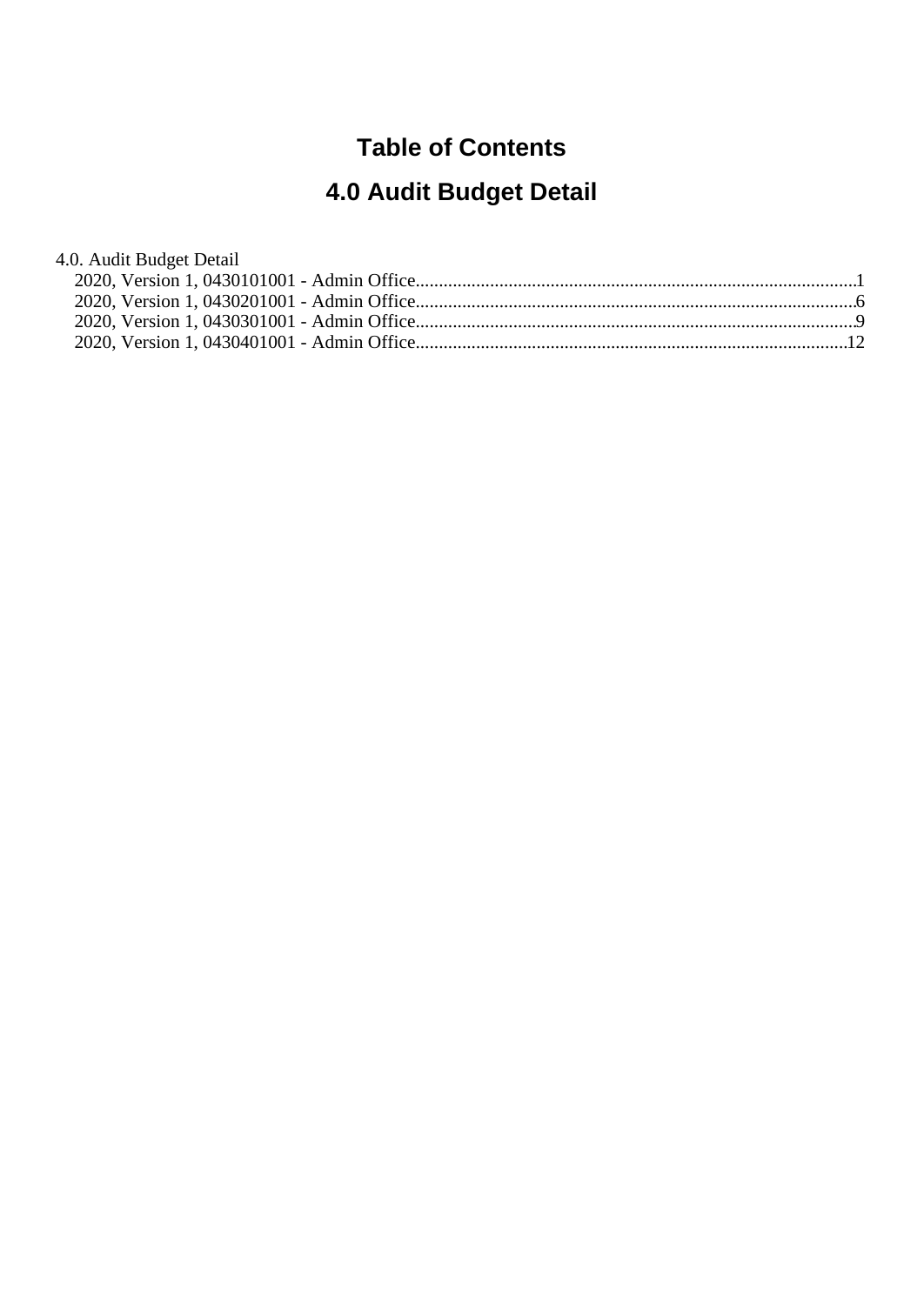# Table of Contents

## 4.0 Audit Budget Detail

4.0. Audit Budget Detail

- 2020, Version 1, 0430101001 - Admin Office....................................................................................1
- 2020, Version 1, 0430201001 - Admin Office....................................................................................6
- 2020, Version 1, 0430301001 - Admin Office....................................................................................9
- 2020, Version 1, 0430401001 - Admin Office....................................................................................12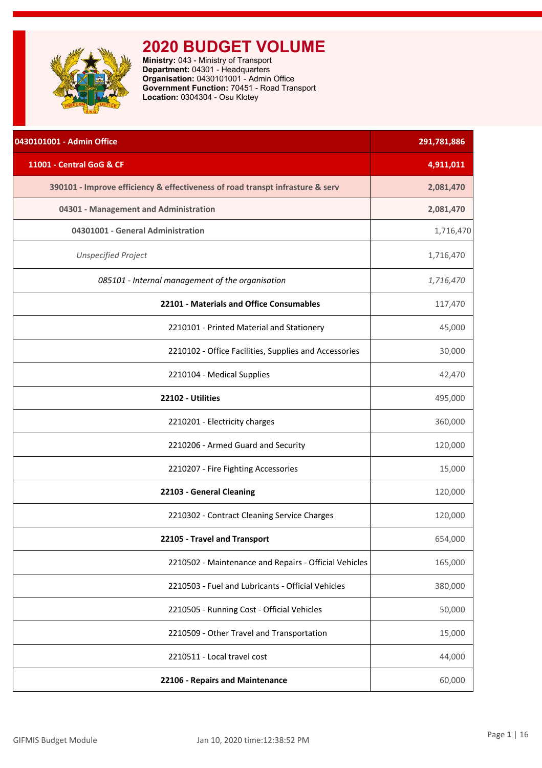# 2020 BUDGET VOLUME

**Ministry:** 043 - Ministry of Transport
**Department:** 04301 - Headquarters
**Organisation:** 0430101001 - Admin Office
**Government Function:** 70451 - Road Transport
**Location:** 0304304 - Osu Klotey

| 0430101001 - Admin Office | 291,781,886 |
|---|---|
| **11001 - Central GoG & CF** | **4,911,011** |
| **390101 - Improve efficiency & effectiveness of road transpt infrasture & serv** | **2,081,470** |
| **04301 - Management and Administration** | **2,081,470** |
| **04301001 - General Administration** | 1,716,470 |
| *Unspecified Project* | 1,716,470 |
| *085101 - Internal management of the organisation* | *1,716,470* |
| **22101 - Materials and Office Consumables** | 117,470 |
| 2210101 - Printed Material and Stationery | 45,000 |
| 2210102 - Office Facilities, Supplies and Accessories | 30,000 |
| 2210104 - Medical Supplies | 42,470 |
| **22102 - Utilities** | 495,000 |
| 2210201 - Electricity charges | 360,000 |
| 2210206 - Armed Guard and Security | 120,000 |
| 2210207 - Fire Fighting Accessories | 15,000 |
| **22103 - General Cleaning** | 120,000 |
| 2210302 - Contract Cleaning Service Charges | 120,000 |
| **22105 - Travel and Transport** | 654,000 |
| 2210502 - Maintenance and Repairs - Official Vehicles | 165,000 |
| 2210503 - Fuel and Lubricants - Official Vehicles | 380,000 |
| 2210505 - Running Cost - Official Vehicles | 50,000 |
| 2210509 - Other Travel and Transportation | 15,000 |
| 2210511 - Local travel cost | 44,000 |
| **22106 - Repairs and Maintenance** | 60,000 |

GIFMIS Budget Module Jan 10, 2020 time:12:38:52 PM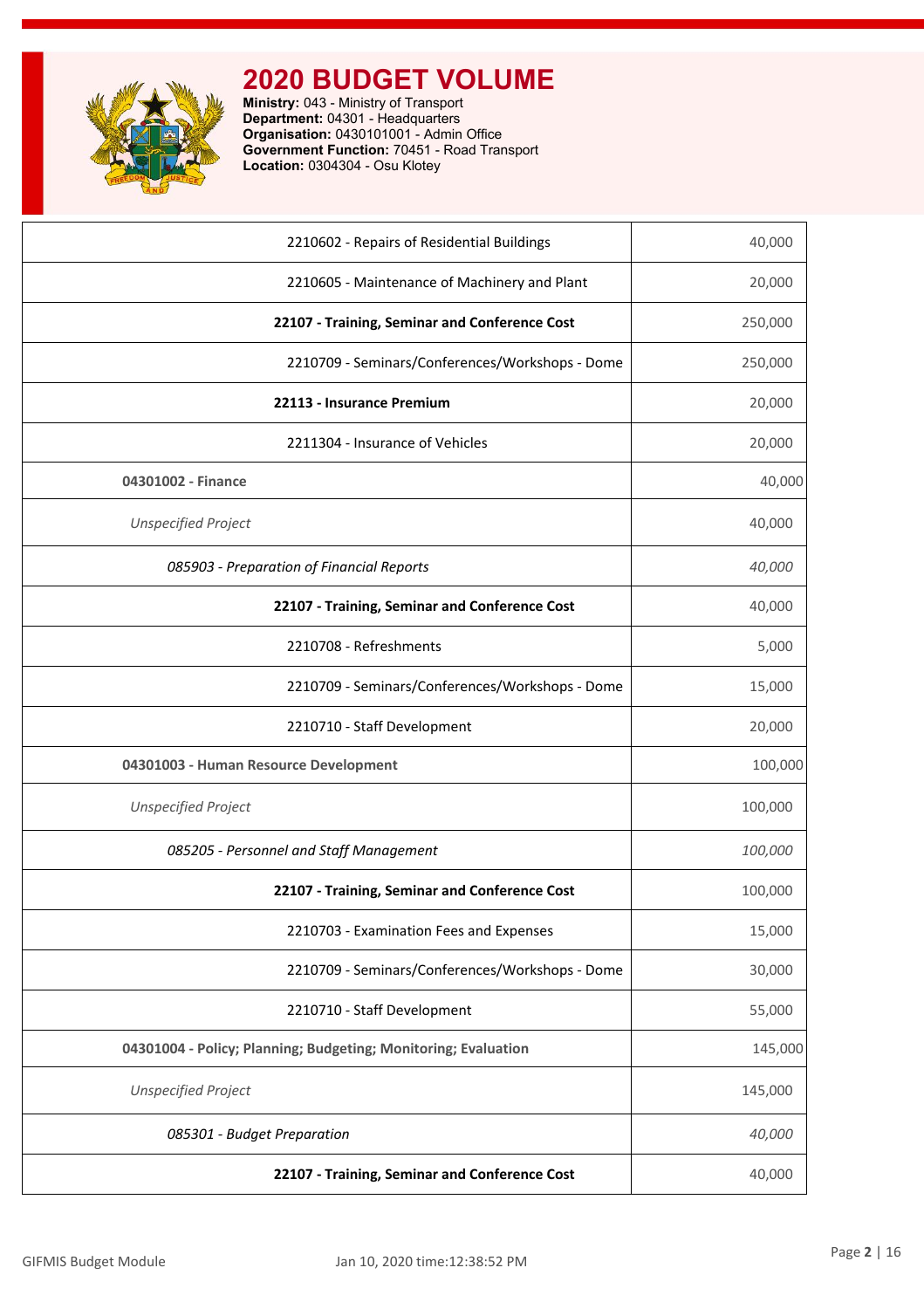# 2020 BUDGET VOLUME

**Ministry:** 043 - Ministry of Transport
**Department:** 04301 - Headquarters
**Organisation:** 0430101001 - Admin Office
**Government Function:** 70451 - Road Transport
**Location:** 0304304 - Osu Klotey

| | |
|---|---|
| 2210602 - Repairs of Residential Buildings | 40,000 |
| 2210605 - Maintenance of Machinery and Plant | 20,000 |
| **22107 - Training, Seminar and Conference Cost** | 250,000 |
| 2210709 - Seminars/Conferences/Workshops - Dome | 250,000 |
| **22113 - Insurance Premium** | 20,000 |
| 2211304 - Insurance of Vehicles | 20,000 |
| **04301002 - Finance** | 40,000 |
| *Unspecified Project* | 40,000 |
| *085903 - Preparation of Financial Reports* | *40,000* |
| **22107 - Training, Seminar and Conference Cost** | 40,000 |
| 2210708 - Refreshments | 5,000 |
| 2210709 - Seminars/Conferences/Workshops - Dome | 15,000 |
| 2210710 - Staff Development | 20,000 |
| **04301003 - Human Resource Development** | 100,000 |
| *Unspecified Project* | 100,000 |
| *085205 - Personnel and Staff Management* | *100,000* |
| **22107 - Training, Seminar and Conference Cost** | 100,000 |
| 2210703 - Examination Fees and Expenses | 15,000 |
| 2210709 - Seminars/Conferences/Workshops - Dome | 30,000 |
| 2210710 - Staff Development | 55,000 |
| **04301004 - Policy; Planning; Budgeting; Monitoring; Evaluation** | 145,000 |
| *Unspecified Project* | 145,000 |
| *085301 - Budget Preparation* | *40,000* |
| **22107 - Training, Seminar and Conference Cost** | 40,000 |

GIFMIS Budget Module    Jan 10, 2020 time:12:38:52 PM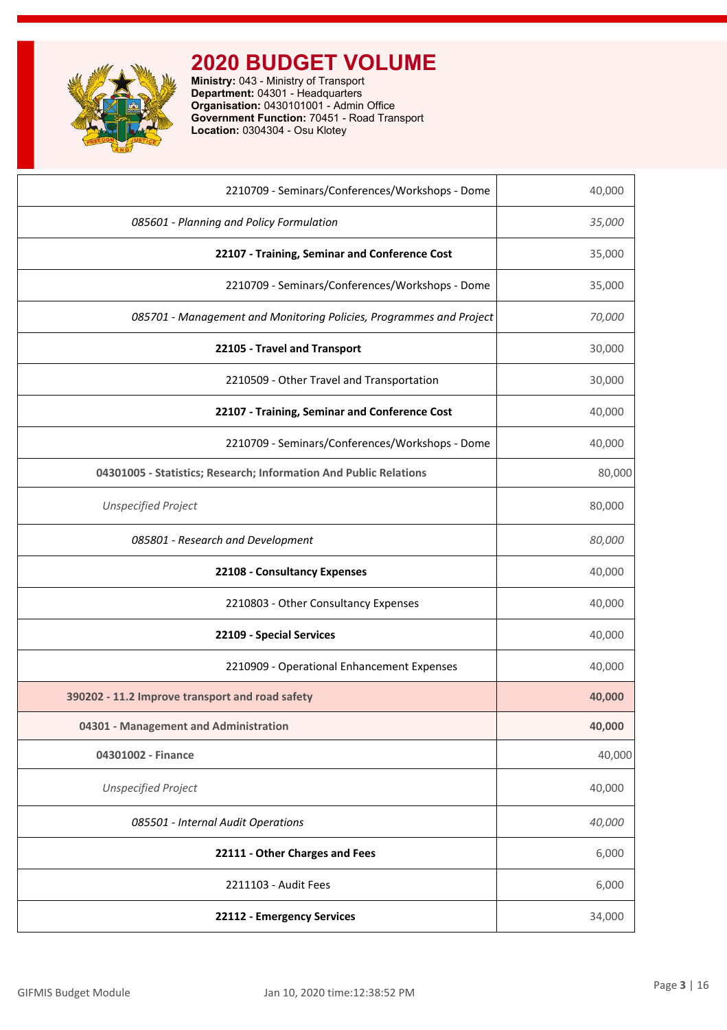# 2020 BUDGET VOLUME

**Ministry:** 043 - Ministry of Transport
**Department:** 04301 - Headquarters
**Organisation:** 0430101001 - Admin Office
**Government Function:** 70451 - Road Transport
**Location:** 0304304 - Osu Klotey

| | |
|---|---|
| 2210709 - Seminars/Conferences/Workshops - Dome | 40,000 |
| *085601 - Planning and Policy Formulation* | *35,000* |
| **22107 - Training, Seminar and Conference Cost** | 35,000 |
| 2210709 - Seminars/Conferences/Workshops - Dome | 35,000 |
| *085701 - Management and Monitoring Policies, Programmes and Project* | *70,000* |
| **22105 - Travel and Transport** | 30,000 |
| 2210509 - Other Travel and Transportation | 30,000 |
| **22107 - Training, Seminar and Conference Cost** | 40,000 |
| 2210709 - Seminars/Conferences/Workshops - Dome | 40,000 |
| **04301005 - Statistics; Research; Information And Public Relations** | 80,000 |
| *Unspecified Project* | 80,000 |
| *085801 - Research and Development* | *80,000* |
| **22108 - Consultancy Expenses** | 40,000 |
| 2210803 - Other Consultancy Expenses | 40,000 |
| **22109 - Special Services** | 40,000 |
| 2210909 - Operational Enhancement Expenses | 40,000 |
| **390202 - 11.2 Improve transport and road safety** | **40,000** |
| **04301 - Management and Administration** | **40,000** |
| **04301002 - Finance** | 40,000 |
| *Unspecified Project* | 40,000 |
| *085501 - Internal Audit Operations* | *40,000* |
| **22111 - Other Charges and Fees** | 6,000 |
| 2211103 - Audit Fees | 6,000 |
| **22112 - Emergency Services** | 34,000 |

GIFMIS Budget Module Jan 10, 2020 time:12:38:52 PM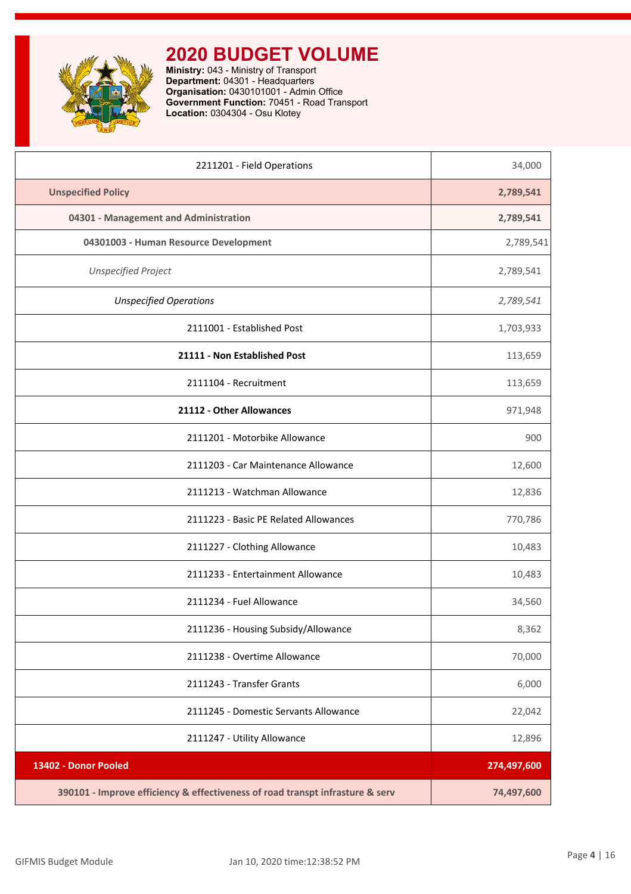# 2020 BUDGET VOLUME

**Ministry:** 043 - Ministry of Transport
**Department:** 04301 - Headquarters
**Organisation:** 0430101001 - Admin Office
**Government Function:** 70451 - Road Transport
**Location:** 0304304 - Osu Klotey

| | |
|---|---|
| 2211201 - Field Operations | 34,000 |
| **Unspecified Policy** | **2,789,541** |
| **04301 - Management and Administration** | **2,789,541** |
| **04301003 - Human Resource Development** | 2,789,541 |
| *Unspecified Project* | 2,789,541 |
| *Unspecified Operations* | *2,789,541* |
| 2111001 - Established Post | 1,703,933 |
| **21111 - Non Established Post** | 113,659 |
| 2111104 - Recruitment | 113,659 |
| **21112 - Other Allowances** | 971,948 |
| 2111201 - Motorbike Allowance | 900 |
| 2111203 - Car Maintenance Allowance | 12,600 |
| 2111213 - Watchman Allowance | 12,836 |
| 2111223 - Basic PE Related Allowances | 770,786 |
| 2111227 - Clothing Allowance | 10,483 |
| 2111233 - Entertainment Allowance | 10,483 |
| 2111234 - Fuel Allowance | 34,560 |
| 2111236 - Housing Subsidy/Allowance | 8,362 |
| 2111238 - Overtime Allowance | 70,000 |
| 2111243 - Transfer Grants | 6,000 |
| 2111245 - Domestic Servants Allowance | 22,042 |
| 2111247 - Utility Allowance | 12,896 |
| **13402 - Donor Pooled** | **274,497,600** |
| **390101 - Improve efficiency & effectiveness of road transpt infrasture & serv** | **74,497,600** |

GIFMIS Budget Module | Jan 10, 2020 time:12:38:52 PM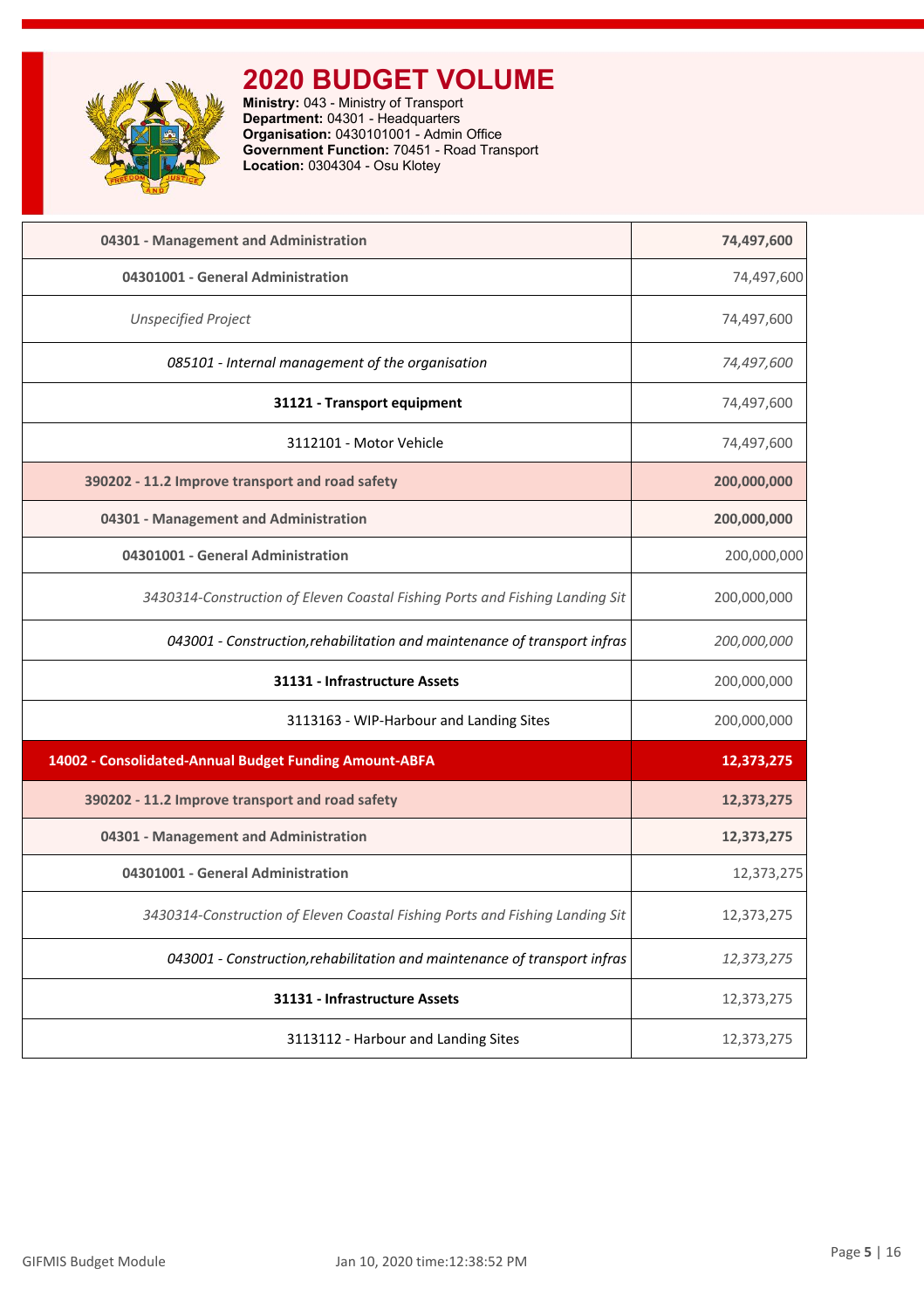# 2020 BUDGET VOLUME

**Ministry:** 043 - Ministry of Transport
**Department:** 04301 - Headquarters
**Organisation:** 0430101001 - Admin Office
**Government Function:** 70451 - Road Transport
**Location:** 0304304 - Osu Klotey

| | |
|---|---|
| **04301 - Management and Administration** | **74,497,600** |
| **04301001 - General Administration** | 74,497,600 |
| *Unspecified Project* | 74,497,600 |
| *085101 - Internal management of the organisation* | *74,497,600* |
| **31121 - Transport equipment** | 74,497,600 |
| 3112101 - Motor Vehicle | 74,497,600 |
| **390202 - 11.2 Improve transport and road safety** | **200,000,000** |
| **04301 - Management and Administration** | **200,000,000** |
| **04301001 - General Administration** | 200,000,000 |
| *3430314-Construction of Eleven Coastal Fishing Ports and Fishing Landing Sit* | 200,000,000 |
| *043001 - Construction,rehabilitation and maintenance of transport infras* | *200,000,000* |
| **31131 - Infrastructure Assets** | 200,000,000 |
| 3113163 - WIP-Harbour and Landing Sites | 200,000,000 |
| **14002 - Consolidated-Annual Budget Funding Amount-ABFA** | **12,373,275** |
| **390202 - 11.2 Improve transport and road safety** | **12,373,275** |
| **04301 - Management and Administration** | **12,373,275** |
| **04301001 - General Administration** | 12,373,275 |
| *3430314-Construction of Eleven Coastal Fishing Ports and Fishing Landing Sit* | 12,373,275 |
| *043001 - Construction,rehabilitation and maintenance of transport infras* | *12,373,275* |
| **31131 - Infrastructure Assets** | 12,373,275 |
| 3113112 - Harbour and Landing Sites | 12,373,275 |

GIFMIS Budget Module | Jan 10, 2020 time:12:38:52 PM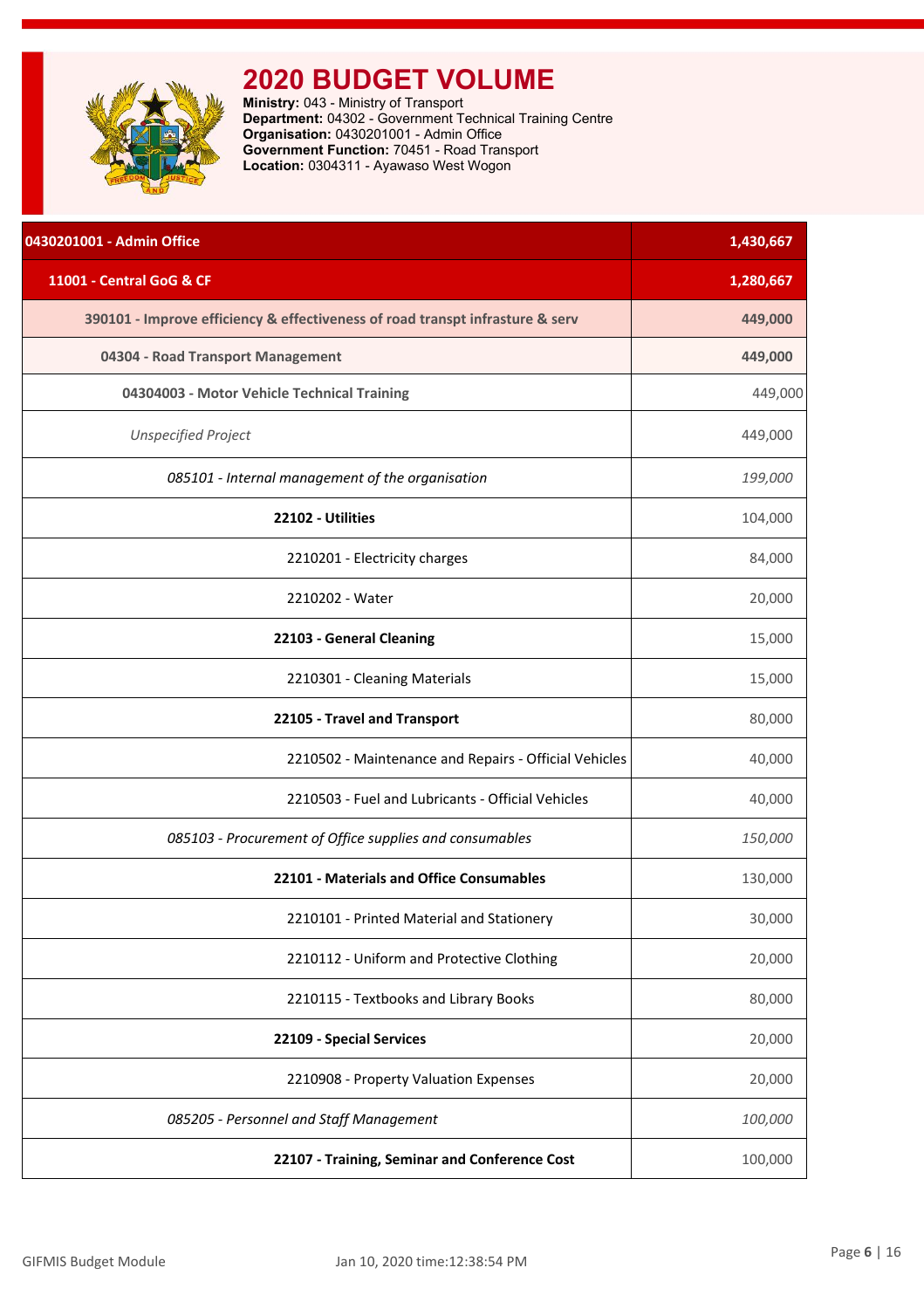# 2020 BUDGET VOLUME

**Ministry:** 043 - Ministry of Transport
**Department:** 04302 - Government Technical Training Centre
**Organisation:** 0430201001 - Admin Office
**Government Function:** 70451 - Road Transport
**Location:** 0304311 - Ayawaso West Wogon

| 0430201001 - Admin Office | 1,430,667 |
|---|---|
| 11001 - Central GoG & CF | 1,280,667 |
| 390101 - Improve efficiency & effectiveness of road transpt infrasture & serv | 449,000 |
| 04304 - Road Transport Management | 449,000 |
| 04304003 - Motor Vehicle Technical Training | 449,000 |
| *Unspecified Project* | 449,000 |
| *085101 - Internal management of the organisation* | *199,000* |
| **22102 - Utilities** | 104,000 |
| 2210201 - Electricity charges | 84,000 |
| 2210202 - Water | 20,000 |
| **22103 - General Cleaning** | 15,000 |
| 2210301 - Cleaning Materials | 15,000 |
| **22105 - Travel and Transport** | 80,000 |
| 2210502 - Maintenance and Repairs - Official Vehicles | 40,000 |
| 2210503 - Fuel and Lubricants - Official Vehicles | 40,000 |
| *085103 - Procurement of Office supplies and consumables* | *150,000* |
| **22101 - Materials and Office Consumables** | 130,000 |
| 2210101 - Printed Material and Stationery | 30,000 |
| 2210112 - Uniform and Protective Clothing | 20,000 |
| 2210115 - Textbooks and Library Books | 80,000 |
| **22109 - Special Services** | 20,000 |
| 2210908 - Property Valuation Expenses | 20,000 |
| *085205 - Personnel and Staff Management* | *100,000* |
| **22107 - Training, Seminar and Conference Cost** | 100,000 |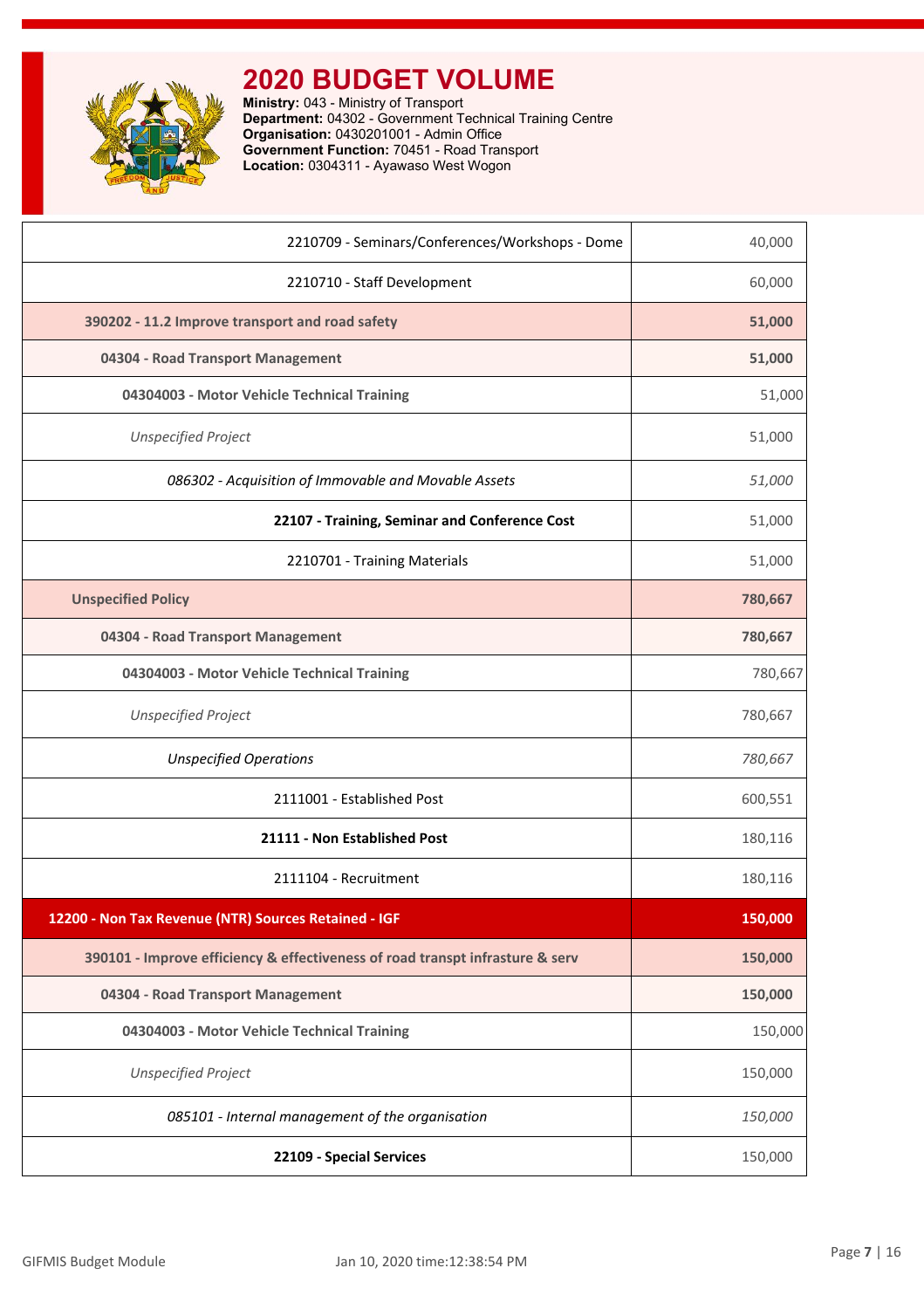# 2020 BUDGET VOLUME

**Ministry:** 043 - Ministry of Transport
**Department:** 04302 - Government Technical Training Centre
**Organisation:** 0430201001 - Admin Office
**Government Function:** 70451 - Road Transport
**Location:** 0304311 - Ayawaso West Wogon

| | |
|---|---|
| 2210709 - Seminars/Conferences/Workshops - Dome | 40,000 |
| 2210710 - Staff Development | 60,000 |
| **390202 - 11.2 Improve transport and road safety** | **51,000** |
| **04304 - Road Transport Management** | **51,000** |
| **04304003 - Motor Vehicle Technical Training** | 51,000 |
| *Unspecified Project* | 51,000 |
| *086302 - Acquisition of Immovable and Movable Assets* | *51,000* |
| **22107 - Training, Seminar and Conference Cost** | 51,000 |
| 2210701 - Training Materials | 51,000 |
| **Unspecified Policy** | **780,667** |
| **04304 - Road Transport Management** | **780,667** |
| **04304003 - Motor Vehicle Technical Training** | 780,667 |
| *Unspecified Project* | 780,667 |
| *Unspecified Operations* | *780,667* |
| 2111001 - Established Post | 600,551 |
| **21111 - Non Established Post** | 180,116 |
| 2111104 - Recruitment | 180,116 |
| **12200 - Non Tax Revenue (NTR) Sources Retained - IGF** | **150,000** |
| **390101 - Improve efficiency & effectiveness of road transpt infrasture & serv** | **150,000** |
| **04304 - Road Transport Management** | **150,000** |
| **04304003 - Motor Vehicle Technical Training** | 150,000 |
| *Unspecified Project* | 150,000 |
| *085101 - Internal management of the organisation* | *150,000* |
| **22109 - Special Services** | 150,000 |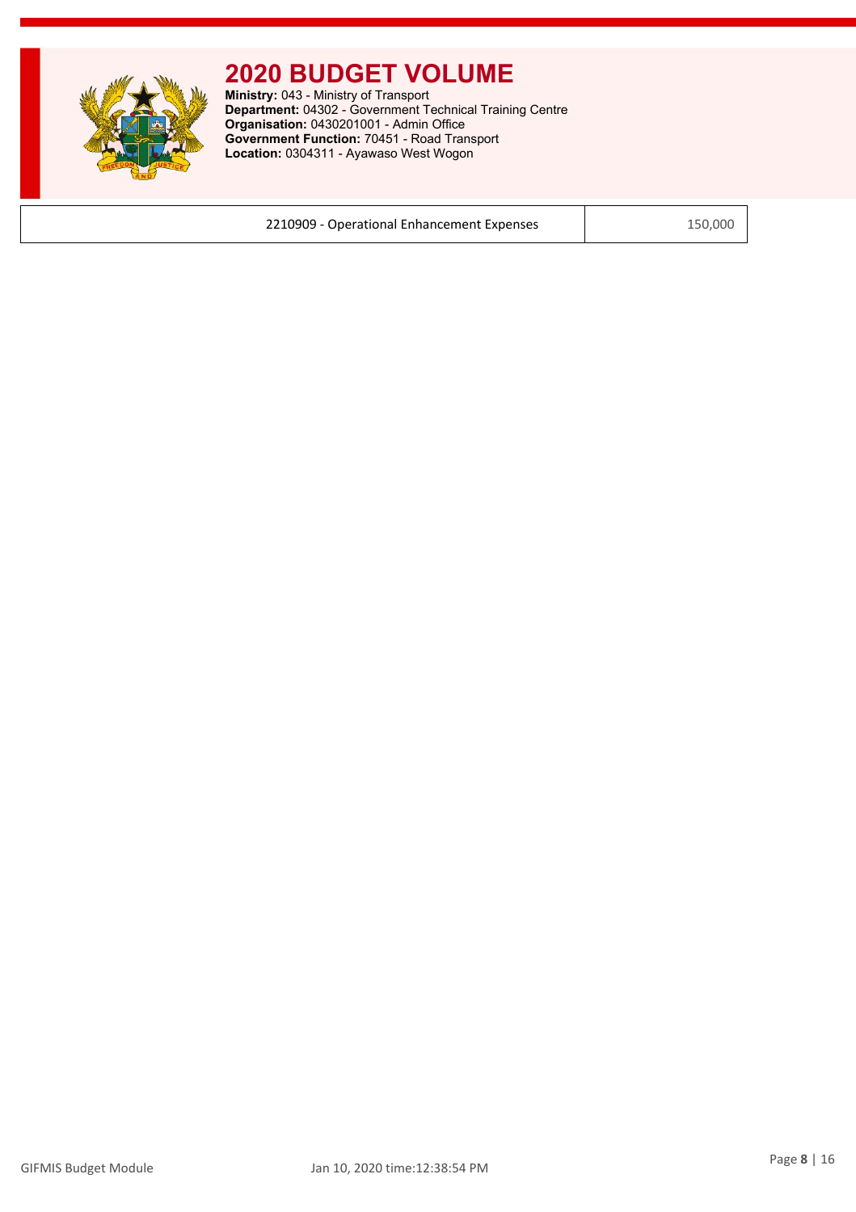# 2020 BUDGET VOLUME

**Ministry:** 043 - Ministry of Transport
**Department:** 04302 - Government Technical Training Centre
**Organisation:** 0430201001 - Admin Office
**Government Function:** 70451 - Road Transport
**Location:** 0304311 - Ayawaso West Wogon

| | |
|---|---|
| 2210909 - Operational Enhancement Expenses | 150,000 |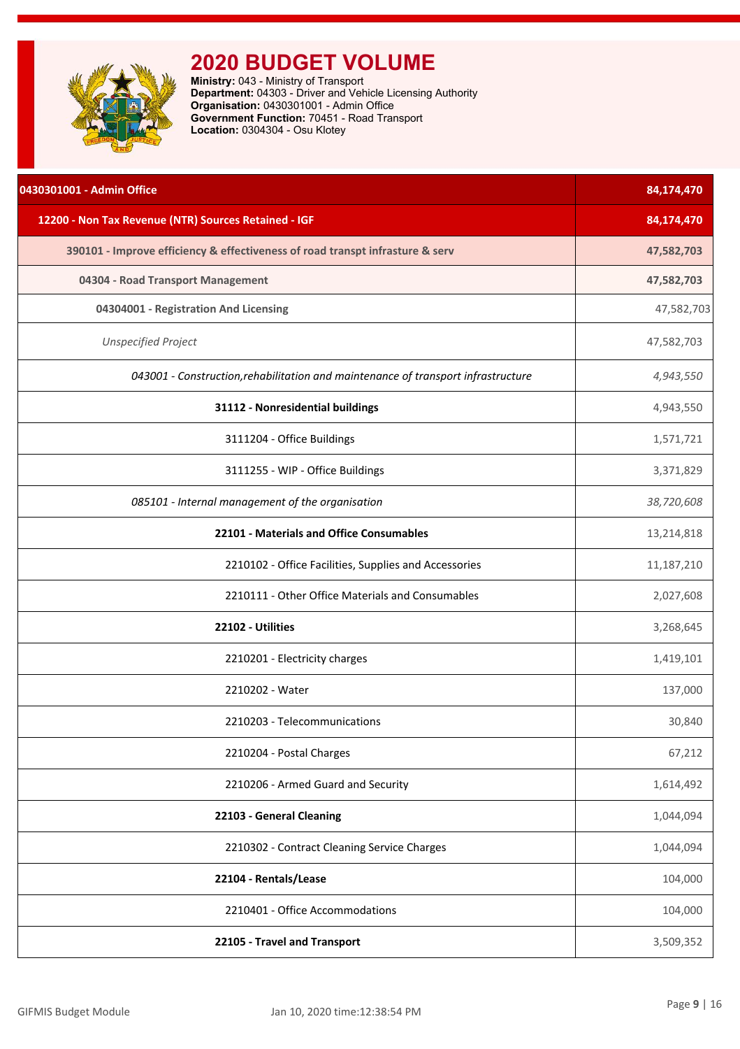# 2020 BUDGET VOLUME

**Ministry:** 043 - Ministry of Transport
**Department:** 04303 - Driver and Vehicle Licensing Authority
**Organisation:** 0430301001 - Admin Office
**Government Function:** 70451 - Road Transport
**Location:** 0304304 - Osu Klotey

| | |
|---|---|
| **0430301001 - Admin Office** | **84,174,470** |
| **12200 - Non Tax Revenue (NTR) Sources Retained - IGF** | **84,174,470** |
| **390101 - Improve efficiency & effectiveness of road transpt infrasture & serv** | **47,582,703** |
| **04304 - Road Transport Management** | **47,582,703** |
| **04304001 - Registration And Licensing** | 47,582,703 |
| *Unspecified Project* | 47,582,703 |
| *043001 - Construction,rehabilitation and maintenance of transport infrastructure* | *4,943,550* |
| **31112 - Nonresidential buildings** | 4,943,550 |
| 3111204 - Office Buildings | 1,571,721 |
| 3111255 - WIP - Office Buildings | 3,371,829 |
| *085101 - Internal management of the organisation* | *38,720,608* |
| **22101 - Materials and Office Consumables** | 13,214,818 |
| 2210102 - Office Facilities, Supplies and Accessories | 11,187,210 |
| 2210111 - Other Office Materials and Consumables | 2,027,608 |
| **22102 - Utilities** | 3,268,645 |
| 2210201 - Electricity charges | 1,419,101 |
| 2210202 - Water | 137,000 |
| 2210203 - Telecommunications | 30,840 |
| 2210204 - Postal Charges | 67,212 |
| 2210206 - Armed Guard and Security | 1,614,492 |
| **22103 - General Cleaning** | 1,044,094 |
| 2210302 - Contract Cleaning Service Charges | 1,044,094 |
| **22104 - Rentals/Lease** | 104,000 |
| 2210401 - Office Accommodations | 104,000 |
| **22105 - Travel and Transport** | 3,509,352 |

GIFMIS Budget Module Jan 10, 2020 time:12:38:54 PM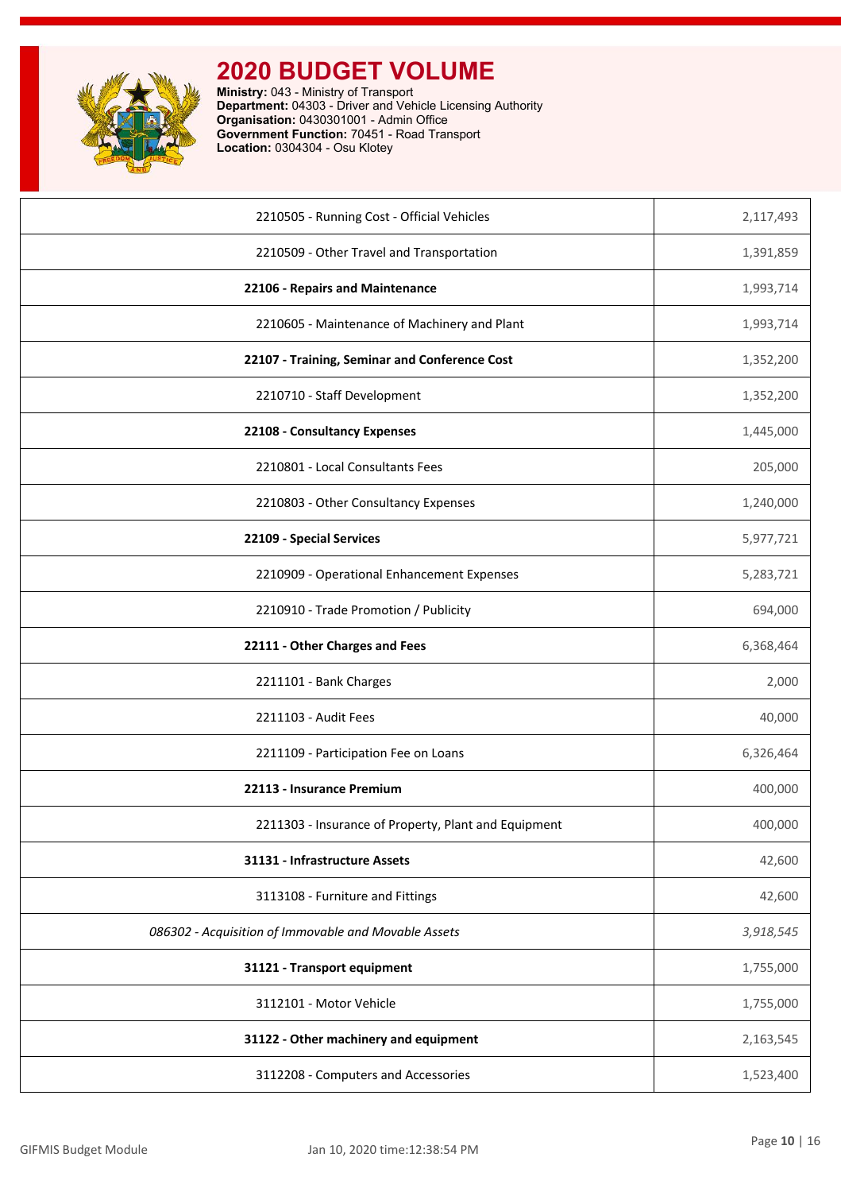# 2020 BUDGET VOLUME

**Ministry:** 043 - Ministry of Transport
**Department:** 04303 - Driver and Vehicle Licensing Authority
**Organisation:** 0430301001 - Admin Office
**Government Function:** 70451 - Road Transport
**Location:** 0304304 - Osu Klotey

| | |
|---|---|
| 2210505 - Running Cost - Official Vehicles | 2,117,493 |
| 2210509 - Other Travel and Transportation | 1,391,859 |
| **22106 - Repairs and Maintenance** | 1,993,714 |
| 2210605 - Maintenance of Machinery and Plant | 1,993,714 |
| **22107 - Training, Seminar and Conference Cost** | 1,352,200 |
| 2210710 - Staff Development | 1,352,200 |
| **22108 - Consultancy Expenses** | 1,445,000 |
| 2210801 - Local Consultants Fees | 205,000 |
| 2210803 - Other Consultancy Expenses | 1,240,000 |
| **22109 - Special Services** | 5,977,721 |
| 2210909 - Operational Enhancement Expenses | 5,283,721 |
| 2210910 - Trade Promotion / Publicity | 694,000 |
| **22111 - Other Charges and Fees** | 6,368,464 |
| 2211101 - Bank Charges | 2,000 |
| 2211103 - Audit Fees | 40,000 |
| 2211109 - Participation Fee on Loans | 6,326,464 |
| **22113 - Insurance Premium** | 400,000 |
| 2211303 - Insurance of Property, Plant and Equipment | 400,000 |
| **31131 - Infrastructure Assets** | 42,600 |
| 3113108 - Furniture and Fittings | 42,600 |
| *086302 - Acquisition of Immovable and Movable Assets* | *3,918,545* |
| **31121 - Transport equipment** | 1,755,000 |
| 3112101 - Motor Vehicle | 1,755,000 |
| **31122 - Other machinery and equipment** | 2,163,545 |
| 3112208 - Computers and Accessories | 1,523,400 |

GIFMIS Budget Module — Jan 10, 2020 time:12:38:54 PM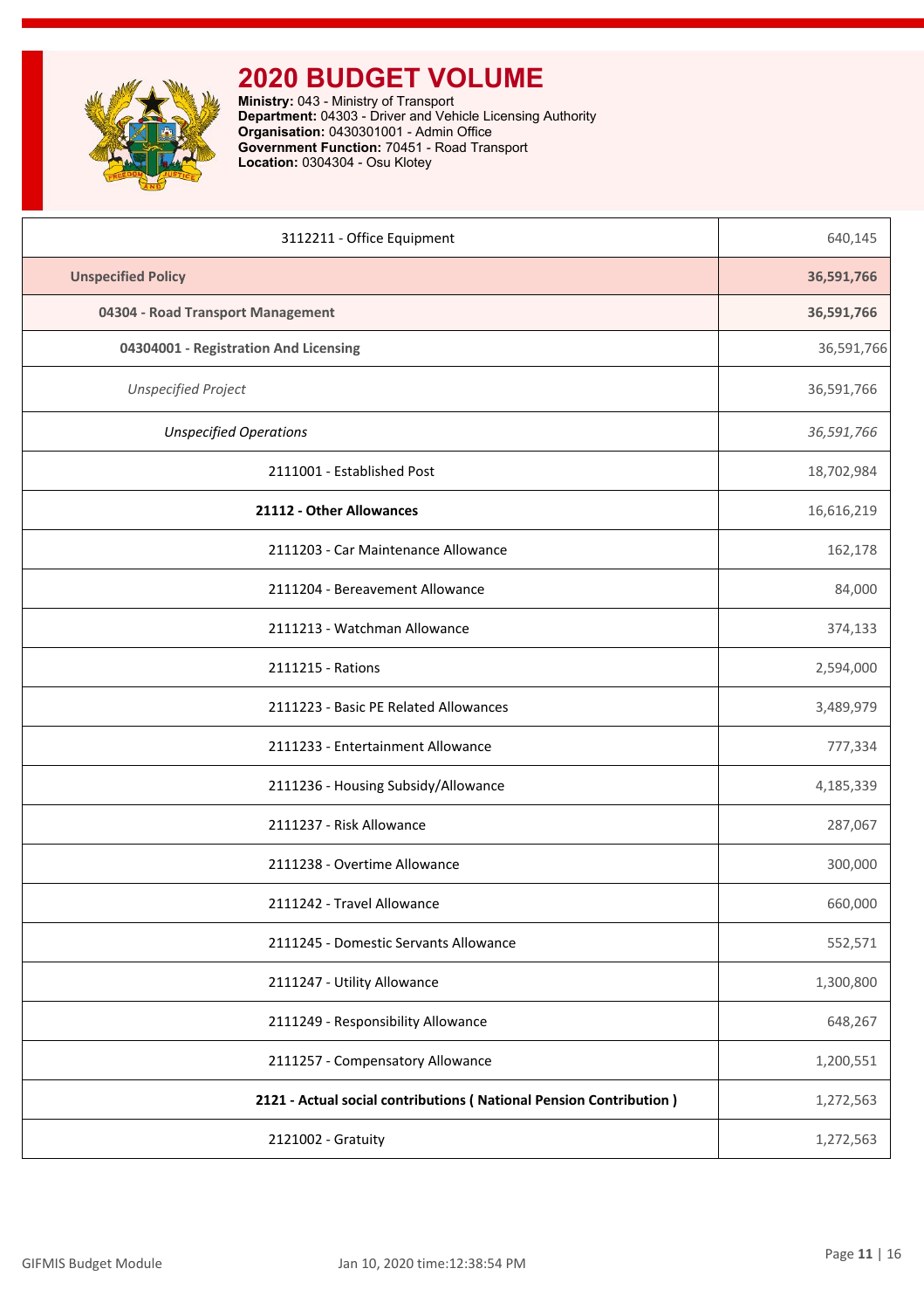# 2020 BUDGET VOLUME

**Ministry:** 043 - Ministry of Transport
**Department:** 04303 - Driver and Vehicle Licensing Authority
**Organisation:** 0430301001 - Admin Office
**Government Function:** 70451 - Road Transport
**Location:** 0304304 - Osu Klotey

| Item | Amount |
|---|---|
| 3112211 - Office Equipment | 640,145 |
| **Unspecified Policy** | **36,591,766** |
| **04304 - Road Transport Management** | **36,591,766** |
| **04304001 - Registration And Licensing** | 36,591,766 |
| *Unspecified Project* | 36,591,766 |
| *Unspecified Operations* | *36,591,766* |
| 2111001 - Established Post | 18,702,984 |
| **21112 - Other Allowances** | 16,616,219 |
| 2111203 - Car Maintenance Allowance | 162,178 |
| 2111204 - Bereavement Allowance | 84,000 |
| 2111213 - Watchman Allowance | 374,133 |
| 2111215 - Rations | 2,594,000 |
| 2111223 - Basic PE Related Allowances | 3,489,979 |
| 2111233 - Entertainment Allowance | 777,334 |
| 2111236 - Housing Subsidy/Allowance | 4,185,339 |
| 2111237 - Risk Allowance | 287,067 |
| 2111238 - Overtime Allowance | 300,000 |
| 2111242 - Travel Allowance | 660,000 |
| 2111245 - Domestic Servants Allowance | 552,571 |
| 2111247 - Utility Allowance | 1,300,800 |
| 2111249 - Responsibility Allowance | 648,267 |
| 2111257 - Compensatory Allowance | 1,200,551 |
| **2121 - Actual social contributions ( National Pension Contribution )** | 1,272,563 |
| 2121002 - Gratuity | 1,272,563 |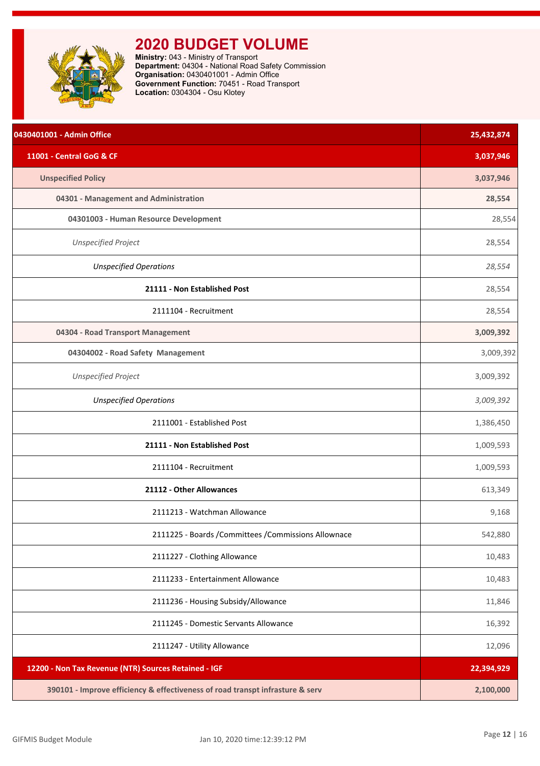# 2020 BUDGET VOLUME

**Ministry:** 043 - Ministry of Transport
**Department:** 04304 - National Road Safety Commission
**Organisation:** 0430401001 - Admin Office
**Government Function:** 70451 - Road Transport
**Location:** 0304304 - Osu Klotey

| 0430401001 - Admin Office | 25,432,874 |
|---|---|
| **11001 - Central GoG & CF** | **3,037,946** |
| **Unspecified Policy** | **3,037,946** |
| **04301 - Management and Administration** | **28,554** |
| **04301003 - Human Resource Development** | 28,554 |
| *Unspecified Project* | 28,554 |
| *Unspecified Operations* | *28,554* |
| **21111 - Non Established Post** | 28,554 |
| 2111104 - Recruitment | 28,554 |
| **04304 - Road Transport Management** | **3,009,392** |
| **04304002 - Road Safety Management** | 3,009,392 |
| *Unspecified Project* | 3,009,392 |
| *Unspecified Operations* | *3,009,392* |
| 2111001 - Established Post | 1,386,450 |
| **21111 - Non Established Post** | 1,009,593 |
| 2111104 - Recruitment | 1,009,593 |
| **21112 - Other Allowances** | 613,349 |
| 2111213 - Watchman Allowance | 9,168 |
| 2111225 - Boards /Committees /Commissions Allownace | 542,880 |
| 2111227 - Clothing Allowance | 10,483 |
| 2111233 - Entertainment Allowance | 10,483 |
| 2111236 - Housing Subsidy/Allowance | 11,846 |
| 2111245 - Domestic Servants Allowance | 16,392 |
| 2111247 - Utility Allowance | 12,096 |
| **12200 - Non Tax Revenue (NTR) Sources Retained - IGF** | **22,394,929** |
| **390101 - Improve efficiency & effectiveness of road transpt infrasture & serv** | **2,100,000** |

GIFMIS Budget Module | Jan 10, 2020 time:12:39:12 PM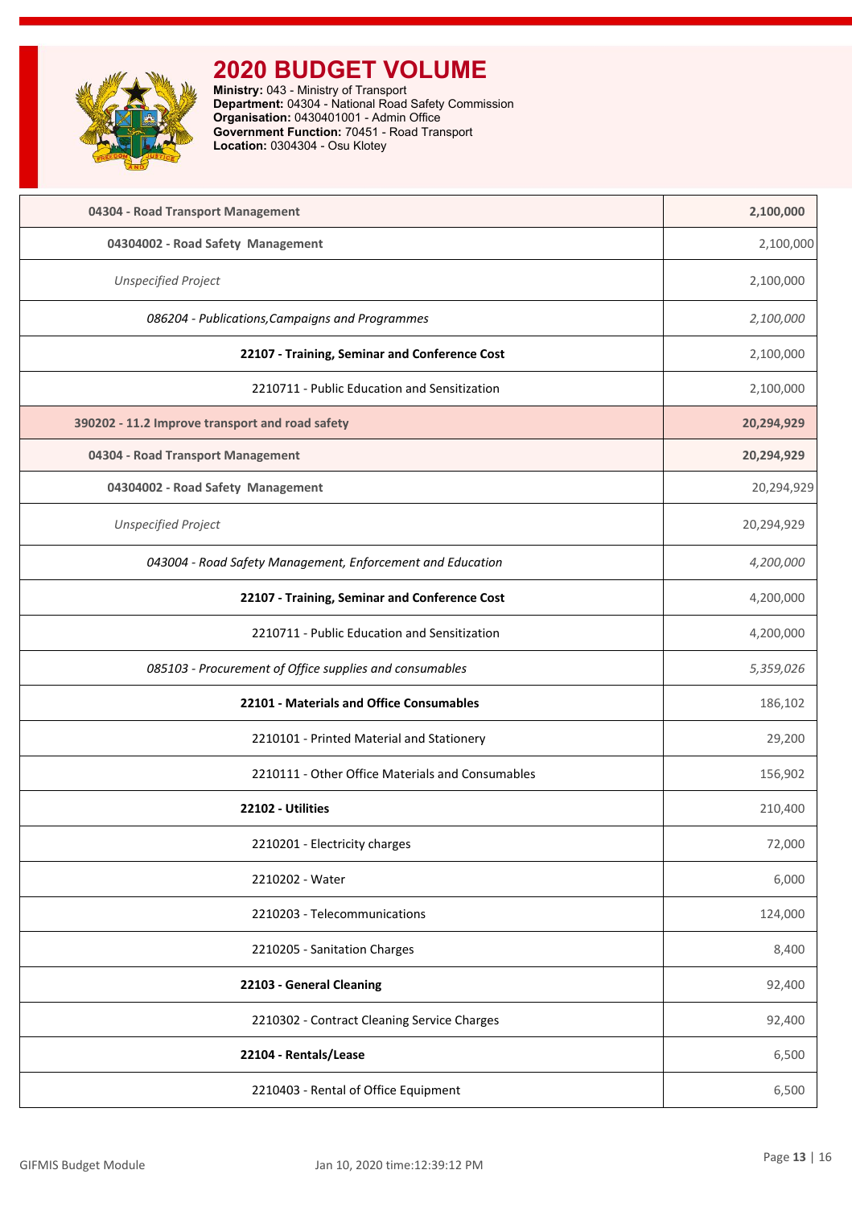# 2020 BUDGET VOLUME

**Ministry:** 043 - Ministry of Transport
**Department:** 04304 - National Road Safety Commission
**Organisation:** 0430401001 - Admin Office
**Government Function:** 70451 - Road Transport
**Location:** 0304304 - Osu Klotey

| Description | Amount |
|---|---|
| **04304 - Road Transport Management** | **2,100,000** |
| **04304002 - Road Safety Management** | 2,100,000 |
| *Unspecified Project* | 2,100,000 |
| *086204 - Publications,Campaigns and Programmes* | *2,100,000* |
| **22107 - Training, Seminar and Conference Cost** | 2,100,000 |
| 2210711 - Public Education and Sensitization | 2,100,000 |
| **390202 - 11.2 Improve transport and road safety** | **20,294,929** |
| **04304 - Road Transport Management** | **20,294,929** |
| **04304002 - Road Safety Management** | 20,294,929 |
| *Unspecified Project* | 20,294,929 |
| *043004 - Road Safety Management, Enforcement and Education* | *4,200,000* |
| **22107 - Training, Seminar and Conference Cost** | 4,200,000 |
| 2210711 - Public Education and Sensitization | 4,200,000 |
| *085103 - Procurement of Office supplies and consumables* | *5,359,026* |
| **22101 - Materials and Office Consumables** | 186,102 |
| 2210101 - Printed Material and Stationery | 29,200 |
| 2210111 - Other Office Materials and Consumables | 156,902 |
| **22102 - Utilities** | 210,400 |
| 2210201 - Electricity charges | 72,000 |
| 2210202 - Water | 6,000 |
| 2210203 - Telecommunications | 124,000 |
| 2210205 - Sanitation Charges | 8,400 |
| **22103 - General Cleaning** | 92,400 |
| 2210302 - Contract Cleaning Service Charges | 92,400 |
| **22104 - Rentals/Lease** | 6,500 |
| 2210403 - Rental of Office Equipment | 6,500 |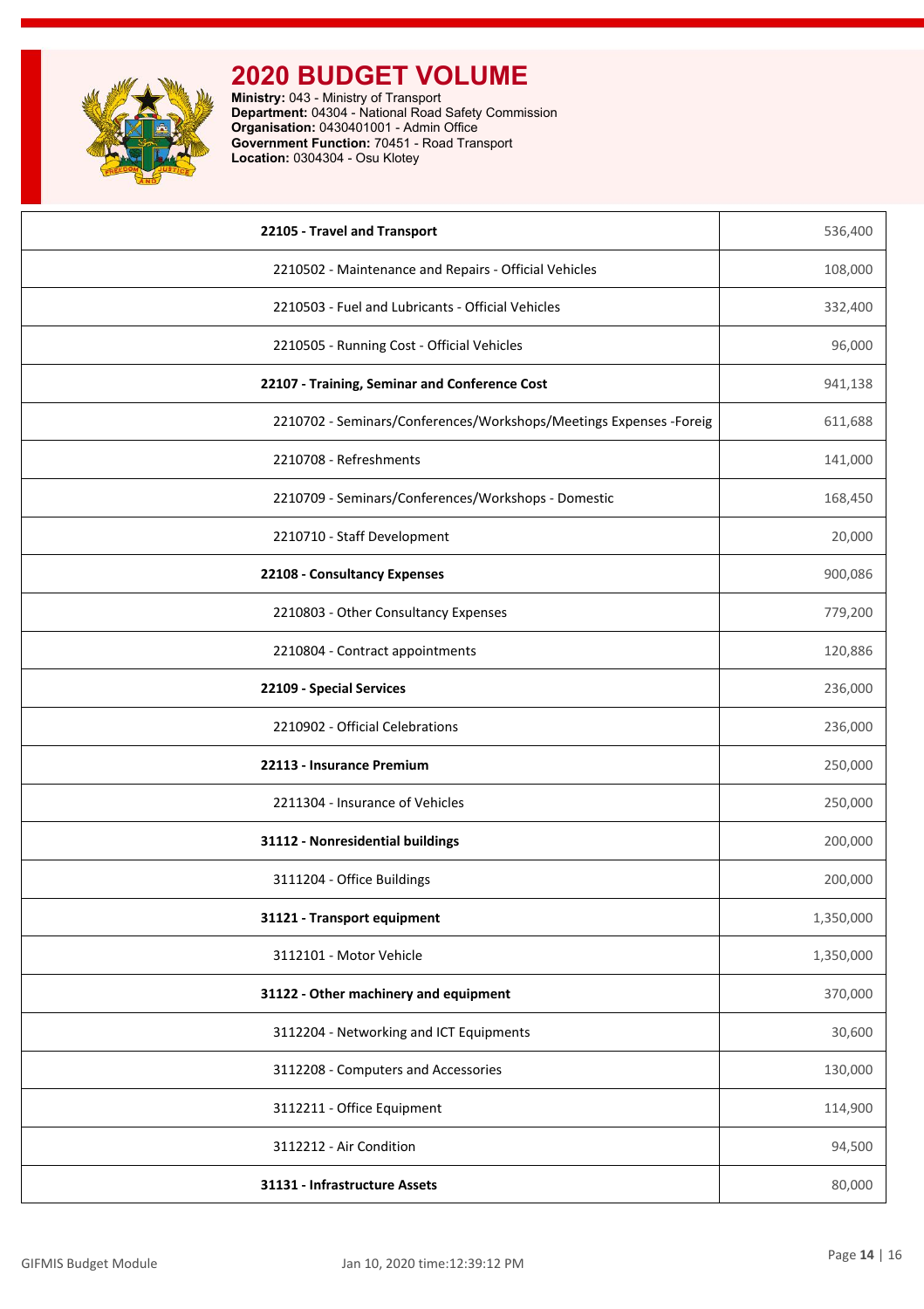# 2020 BUDGET VOLUME

**Ministry:** 043 - Ministry of Transport
**Department:** 04304 - National Road Safety Commission
**Organisation:** 0430401001 - Admin Office
**Government Function:** 70451 - Road Transport
**Location:** 0304304 - Osu Klotey

| | |
|---|---|
| **22105 - Travel and Transport** | 536,400 |
| 2210502 - Maintenance and Repairs - Official Vehicles | 108,000 |
| 2210503 - Fuel and Lubricants - Official Vehicles | 332,400 |
| 2210505 - Running Cost - Official Vehicles | 96,000 |
| **22107 - Training, Seminar and Conference Cost** | 941,138 |
| 2210702 - Seminars/Conferences/Workshops/Meetings Expenses -Foreig | 611,688 |
| 2210708 - Refreshments | 141,000 |
| 2210709 - Seminars/Conferences/Workshops - Domestic | 168,450 |
| 2210710 - Staff Development | 20,000 |
| **22108 - Consultancy Expenses** | 900,086 |
| 2210803 - Other Consultancy Expenses | 779,200 |
| 2210804 - Contract appointments | 120,886 |
| **22109 - Special Services** | 236,000 |
| 2210902 - Official Celebrations | 236,000 |
| **22113 - Insurance Premium** | 250,000 |
| 2211304 - Insurance of Vehicles | 250,000 |
| **31112 - Nonresidential buildings** | 200,000 |
| 3111204 - Office Buildings | 200,000 |
| **31121 - Transport equipment** | 1,350,000 |
| 3112101 - Motor Vehicle | 1,350,000 |
| **31122 - Other machinery and equipment** | 370,000 |
| 3112204 - Networking and ICT Equipments | 30,600 |
| 3112208 - Computers and Accessories | 130,000 |
| 3112211 - Office Equipment | 114,900 |
| 3112212 - Air Condition | 94,500 |
| **31131 - Infrastructure Assets** | 80,000 |

GIFMIS Budget Module    Jan 10, 2020 time:12:39:12 PM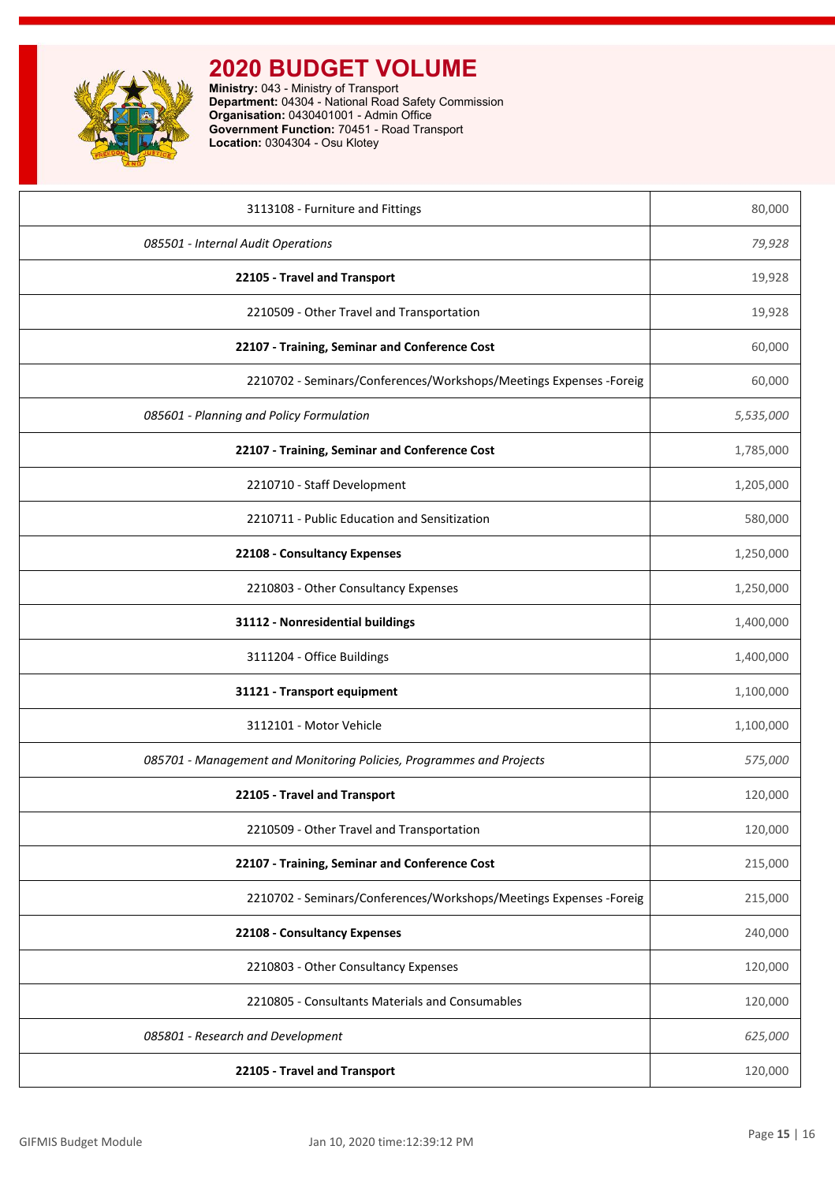# 2020 BUDGET VOLUME

**Ministry:** 043 - Ministry of Transport
**Department:** 04304 - National Road Safety Commission
**Organisation:** 0430401001 - Admin Office
**Government Function:** 70451 - Road Transport
**Location:** 0304304 - Osu Klotey

| | |
|---|---|
| 3113108 - Furniture and Fittings | 80,000 |
| *085501 - Internal Audit Operations* | *79,928* |
| **22105 - Travel and Transport** | 19,928 |
| 2210509 - Other Travel and Transportation | 19,928 |
| **22107 - Training, Seminar and Conference Cost** | 60,000 |
| 2210702 - Seminars/Conferences/Workshops/Meetings Expenses -Foreig | 60,000 |
| *085601 - Planning and Policy Formulation* | *5,535,000* |
| **22107 - Training, Seminar and Conference Cost** | 1,785,000 |
| 2210710 - Staff Development | 1,205,000 |
| 2210711 - Public Education and Sensitization | 580,000 |
| **22108 - Consultancy Expenses** | 1,250,000 |
| 2210803 - Other Consultancy Expenses | 1,250,000 |
| **31112 - Nonresidential buildings** | 1,400,000 |
| 3111204 - Office Buildings | 1,400,000 |
| **31121 - Transport equipment** | 1,100,000 |
| 3112101 - Motor Vehicle | 1,100,000 |
| *085701 - Management and Monitoring Policies, Programmes and Projects* | *575,000* |
| **22105 - Travel and Transport** | 120,000 |
| 2210509 - Other Travel and Transportation | 120,000 |
| **22107 - Training, Seminar and Conference Cost** | 215,000 |
| 2210702 - Seminars/Conferences/Workshops/Meetings Expenses -Foreig | 215,000 |
| **22108 - Consultancy Expenses** | 240,000 |
| 2210803 - Other Consultancy Expenses | 120,000 |
| 2210805 - Consultants Materials and Consumables | 120,000 |
| *085801 - Research and Development* | *625,000* |
| **22105 - Travel and Transport** | 120,000 |

GIFMIS Budget Module        Jan 10, 2020 time:12:39:12 PM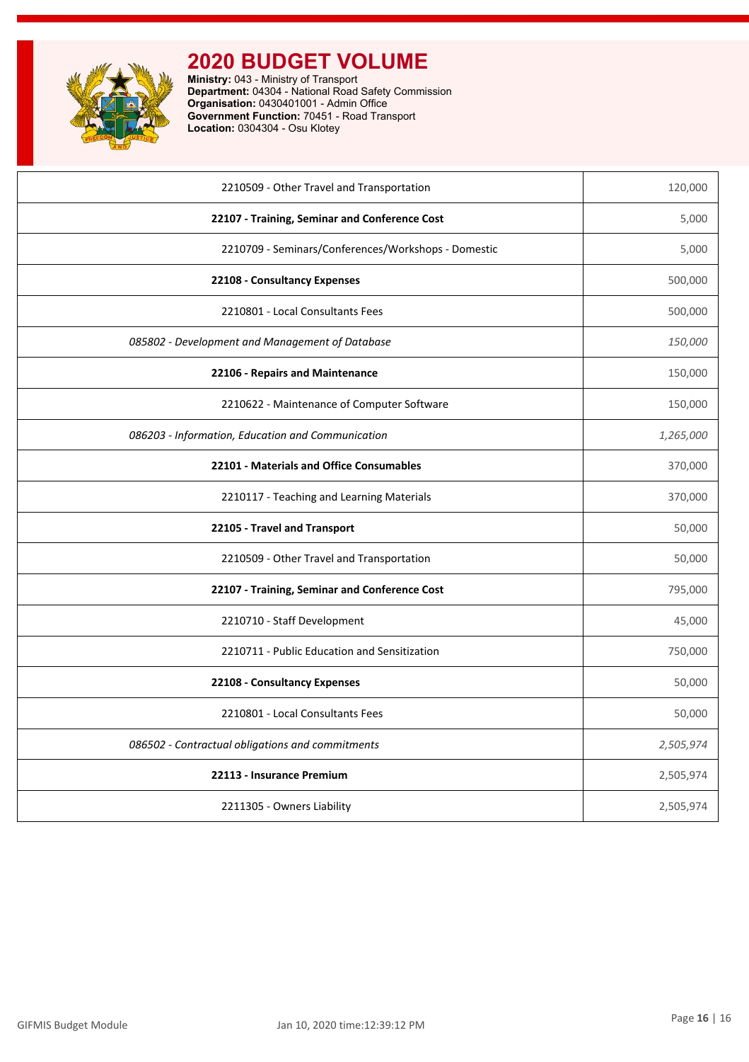# 2020 BUDGET VOLUME

**Ministry:** 043 - Ministry of Transport
**Department:** 04304 - National Road Safety Commission
**Organisation:** 0430401001 - Admin Office
**Government Function:** 70451 - Road Transport
**Location:** 0304304 - Osu Klotey

| | |
|---|---|
| 2210509 - Other Travel and Transportation | 120,000 |
| **22107 - Training, Seminar and Conference Cost** | 5,000 |
| 2210709 - Seminars/Conferences/Workshops - Domestic | 5,000 |
| **22108 - Consultancy Expenses** | 500,000 |
| 2210801 - Local Consultants Fees | 500,000 |
| *085802 - Development and Management of Database* | *150,000* |
| **22106 - Repairs and Maintenance** | 150,000 |
| 2210622 - Maintenance of Computer Software | 150,000 |
| *086203 - Information, Education and Communication* | *1,265,000* |
| **22101 - Materials and Office Consumables** | 370,000 |
| 2210117 - Teaching and Learning Materials | 370,000 |
| **22105 - Travel and Transport** | 50,000 |
| 2210509 - Other Travel and Transportation | 50,000 |
| **22107 - Training, Seminar and Conference Cost** | 795,000 |
| 2210710 - Staff Development | 45,000 |
| 2210711 - Public Education and Sensitization | 750,000 |
| **22108 - Consultancy Expenses** | 50,000 |
| 2210801 - Local Consultants Fees | 50,000 |
| *086502 - Contractual obligations and commitments* | *2,505,974* |
| **22113 - Insurance Premium** | 2,505,974 |
| 2211305 - Owners Liability | 2,505,974 |

GIFMIS Budget Module Jan 10, 2020 time:12:39:12 PM